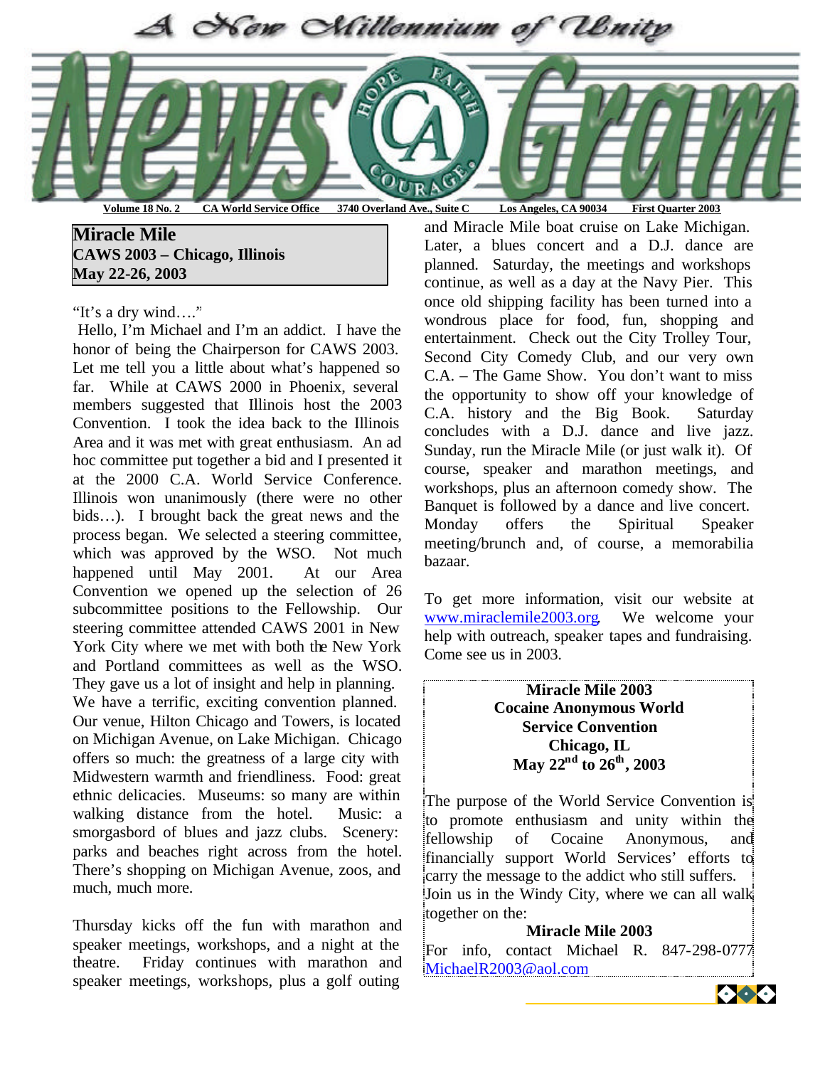# A New Millennium of Unity

# NewsGram

**Volume 18 No. 2** **CA World Service Office** **3740 Overland Ave., Suite C** **Los Angeles, CA 90034** **First Quarter 2003**

## Miracle Mile
## CAWS 2003 – Chicago, Illinois
## May 22-26, 2003

"It's a dry wind…."

Hello, I'm Michael and I'm an addict. I have the honor of being the Chairperson for CAWS 2003. Let me tell you a little about what's happened so far. While at CAWS 2000 in Phoenix, several members suggested that Illinois host the 2003 Convention. I took the idea back to the Illinois Area and it was met with great enthusiasm. An ad hoc committee put together a bid and I presented it at the 2000 C.A. World Service Conference. Illinois won unanimously (there were no other bids…). I brought back the great news and the process began. We selected a steering committee, which was approved by the WSO. Not much happened until May 2001. At our Area Convention we opened up the selection of 26 subcommittee positions to the Fellowship. Our steering committee attended CAWS 2001 in New York City where we met with both the New York and Portland committees as well as the WSO. They gave us a lot of insight and help in planning. We have a terrific, exciting convention planned. Our venue, Hilton Chicago and Towers, is located on Michigan Avenue, on Lake Michigan. Chicago offers so much: the greatness of a large city with Midwestern warmth and friendliness. Food: great ethnic delicacies. Museums: so many are within walking distance from the hotel. Music: a smorgasbord of blues and jazz clubs. Scenery: parks and beaches right across from the hotel. There's shopping on Michigan Avenue, zoos, and much, much more.

Thursday kicks off the fun with marathon and speaker meetings, workshops, and a night at the theatre. Friday continues with marathon and speaker meetings, workshops, plus a golf outing and Miracle Mile boat cruise on Lake Michigan. Later, a blues concert and a D.J. dance are planned. Saturday, the meetings and workshops continue, as well as a day at the Navy Pier. This once old shipping facility has been turned into a wondrous place for food, fun, shopping and entertainment. Check out the City Trolley Tour, Second City Comedy Club, and our very own C.A. – The Game Show. You don't want to miss the opportunity to show off your knowledge of C.A. history and the Big Book. Saturday concludes with a D.J. dance and live jazz. Sunday, run the Miracle Mile (or just walk it). Of course, speaker and marathon meetings, and workshops, plus an afternoon comedy show. The Banquet is followed by a dance and live concert. Monday offers the Spiritual Speaker meeting/brunch and, of course, a memorabilia bazaar.

To get more information, visit our website at www.miraclemile2003.org. We welcome your help with outreach, speaker tapes and fundraising. Come see us in 2003.

---

**Miracle Mile 2003**
**Cocaine Anonymous World Service Convention**
**Chicago, IL**
**May 22nd to 26th, 2003**

The purpose of the World Service Convention is to promote enthusiasm and unity within the fellowship of Cocaine Anonymous, and financially support World Services' efforts to carry the message to the addict who still suffers. Join us in the Windy City, where we can all walk together on the:

**Miracle Mile 2003**

For info, contact Michael R. 847-298-0777
MichaelR2003@aol.com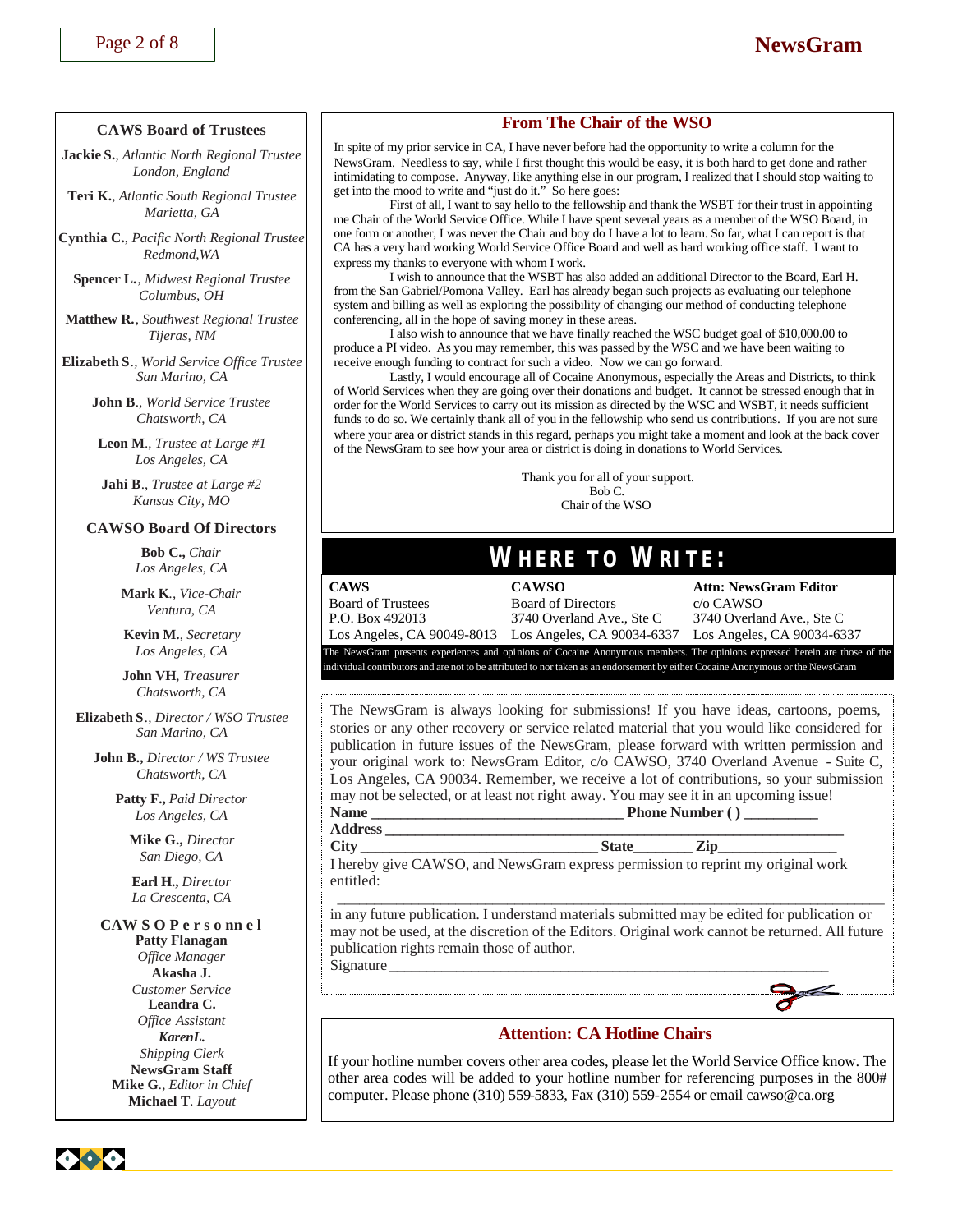## CAWS Board of Trustees

**Jackie S.**, *Atlantic North Regional Trustee London, England*

**Teri K.**, *Atlantic South Regional Trustee Marietta, GA*

**Cynthia C.**, *Pacific North Regional Trustee Redmond,WA*

**Spencer L.**, *Midwest Regional Trustee Columbus, OH*

**Matthew R.**, *Southwest Regional Trustee Tijeras, NM*

**Elizabeth S**., *World Service Office Trustee San Marino, CA*

**John B**., *World Service Trustee Chatsworth, CA*

**Leon M**., *Trustee at Large #1 Los Angeles, CA*

**Jahi B**., *Trustee at Large #2 Kansas City, MO*

## CAWSO Board Of Directors

**Bob C.,** *Chair Los Angeles, CA*

**Mark K**., *Vice-Chair Ventura, CA*

**Kevin M.**, *Secretary Los Angeles, CA*

**John VH**, *Treasurer Chatsworth, CA*

**Elizabeth S**., *Director / WSO Trustee San Marino, CA*

**John B.,** *Director / WS Trustee Chatsworth, CA*

**Patty F.,** *Paid Director Los Angeles, CA*

**Mike G.,** *Director San Diego, CA*

**Earl H.,** *Director La Crescenta, CA*

## CAWSO Personnel

**Patty Flanagan**
*Office Manager*

**Akasha J.**
*Customer Service*

**Leandra C.**
*Office Assistant*

***KarenL.***
*Shipping Clerk*

**NewsGram Staff**

**Mike G**., *Editor in Chief*

**Michael T**. *Layout*

## From The Chair of the WSO

In spite of my prior service in CA, I have never before had the opportunity to write a column for the NewsGram. Needless to say, while I first thought this would be easy, it is both hard to get done and rather intimidating to compose. Anyway, like anything else in our program, I realized that I should stop waiting to get into the mood to write and "just do it." So here goes:

First of all, I want to say hello to the fellowship and thank the WSBT for their trust in appointing me Chair of the World Service Office. While I have spent several years as a member of the WSO Board, in one form or another, I was never the Chair and boy do I have a lot to learn. So far, what I can report is that CA has a very hard working World Service Office Board and well as hard working office staff. I want to express my thanks to everyone with whom I work.

I wish to announce that the WSBT has also added an additional Director to the Board, Earl H. from the San Gabriel/Pomona Valley. Earl has already began such projects as evaluating our telephone system and billing as well as exploring the possibility of changing our method of conducting telephone conferencing, all in the hope of saving money in these areas.

I also wish to announce that we have finally reached the WSC budget goal of $10,000.00 to produce a PI video. As you may remember, this was passed by the WSC and we have been waiting to receive enough funding to contract for such a video. Now we can go forward.

Lastly, I would encourage all of Cocaine Anonymous, especially the Areas and Districts, to think of World Services when they are going over their donations and budget. It cannot be stressed enough that in order for the World Services to carry out its mission as directed by the WSC and WSBT, it needs sufficient funds to do so. We certainly thank all of you in the fellowship who send us contributions. If you are not sure where your area or district stands in this regard, perhaps you might take a moment and look at the back cover of the NewsGram to see how your area or district is doing in donations to World Services.

Thank you for all of your support.
Bob C.
Chair of the WSO

## WHERE TO WRITE:

| **CAWS** | **CAWSO** | **Attn: NewsGram Editor** |
|---|---|---|
| Board of Trustees | Board of Directors | c/o CAWSO |
| P.O. Box 492013 | 3740 Overland Ave., Ste C | 3740 Overland Ave., Ste C |
| Los Angeles, CA 90049-8013 | Los Angeles, CA 90034-6337 | Los Angeles, CA 90034-6337 |

The NewsGram presents experiences and opinions of Cocaine Anonymous members. The opinions expressed herein are those of the individual contributors and are not to be attributed to nor taken as an endorsement by either Cocaine Anonymous or the NewsGram

The NewsGram is always looking for submissions! If you have ideas, cartoons, poems, stories or any other recovery or service related material that you would like considered for publication in future issues of the NewsGram, please forward with written permission and your original work to: NewsGram Editor, c/o CAWSO, 3740 Overland Avenue - Suite C, Los Angeles, CA 90034. Remember, we receive a lot of contributions, so your submission may not be selected, or at least not right away. You may see it in an upcoming issue!

**Name** ________________________________ **Phone Number ( )** __________

**Address** ______________________________________________________________

**City** ______________________________ **State**_______ **Zip**_______________

I hereby give CAWSO, and NewsGram express permission to reprint my original work entitled:

______________________________________________________________________

in any future publication. I understand materials submitted may be edited for publication or may not be used, at the discretion of the Editors. Original work cannot be returned. All future publication rights remain those of author.

Signature ____________________________________________________________

## Attention: CA Hotline Chairs

If your hotline number covers other area codes, please let the World Service Office know. The other area codes will be added to your hotline number for referencing purposes in the 800# computer. Please phone (310) 559-5833, Fax (310) 559-2554 or email cawso@ca.org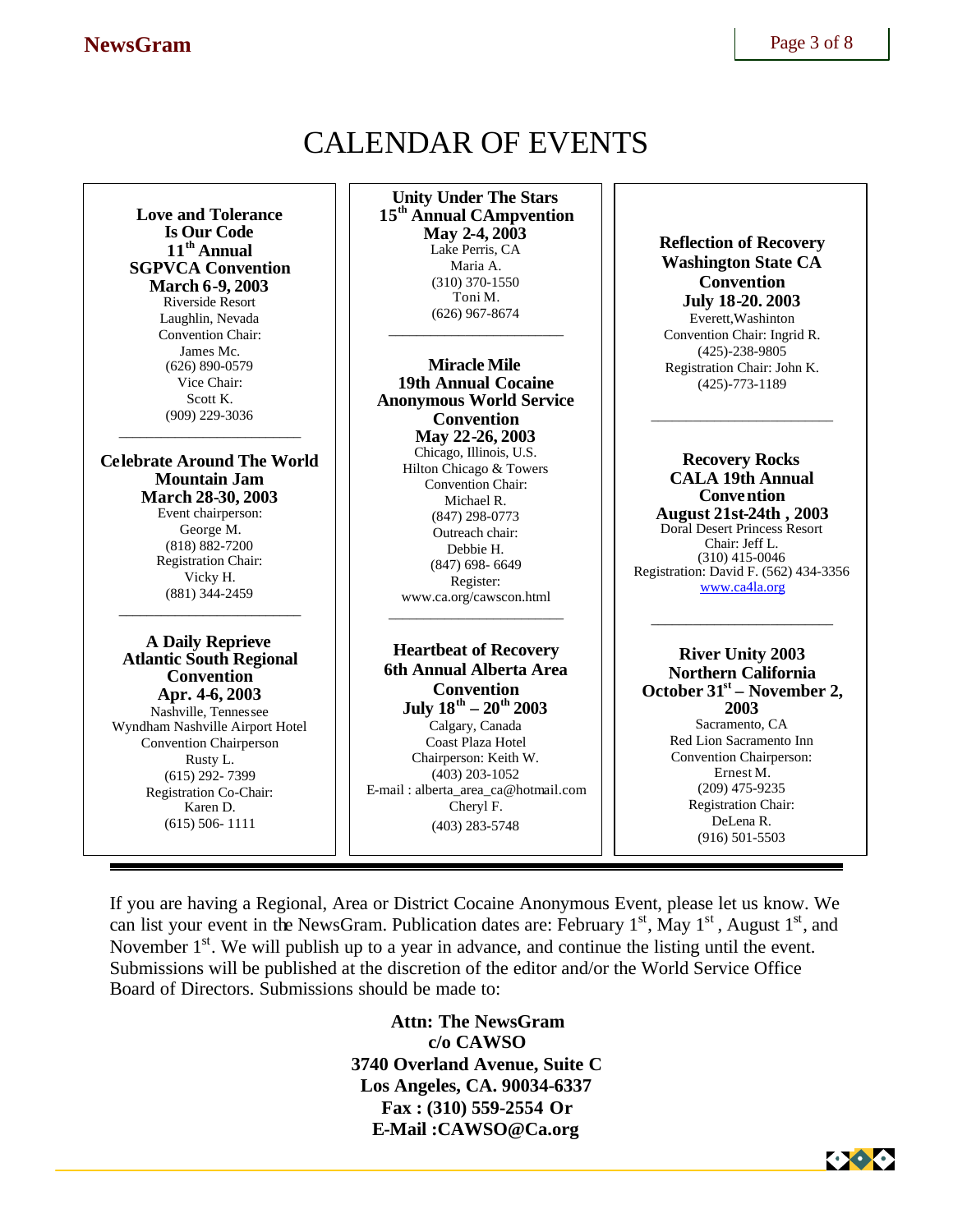# CALENDAR OF EVENTS

**Love and Tolerance Is Our Code**
**11th Annual SGPVCA Convention**
**March 6-9, 2003**
Riverside Resort
Laughlin, Nevada
Convention Chair:
James Mc.
(626) 890-0579
Vice Chair:
Scott K.
(909) 229-3036

---

**Celebrate Around The World Mountain Jam**
**March 28-30, 2003**
Event chairperson:
George M.
(818) 882-7200
Registration Chair:
Vicky H.
(881) 344-2459

---

**A Daily Reprieve**
**Atlantic South Regional Convention**
**Apr. 4-6, 2003**
Nashville, Tennessee
Wyndham Nashville Airport Hotel
Convention Chairperson
Rusty L.
(615) 292- 7399
Registration Co-Chair:
Karen D.
(615) 506- 1111

---

**Unity Under The Stars**
**15th Annual CAmpvention**
**May 2-4, 2003**
Lake Perris, CA
Maria A.
(310) 370-1550
Toni M.
(626) 967-8674

---

**Miracle Mile**
**19th Annual Cocaine Anonymous World Service Convention**
**May 22-26, 2003**
Chicago, Illinois, U.S.
Hilton Chicago & Towers
Convention Chair:
Michael R.
(847) 298-0773
Outreach chair:
Debbie H.
(847) 698- 6649
Register:
www.ca.org/cawscon.html

---

**Heartbeat of Recovery**
**6th Annual Alberta Area Convention**
**July 18th – 20th 2003**
Calgary, Canada
Coast Plaza Hotel
Chairperson: Keith W.
(403) 203-1052
E-mail : alberta_area_ca@hotmail.com
Cheryl F.
(403) 283-5748

---

**Reflection of Recovery**
**Washington State CA Convention**
**July 18-20. 2003**
Everett,Washinton
Convention Chair: Ingrid R.
(425)-238-9805
Registration Chair: John K.
(425)-773-1189

---

**Recovery Rocks**
**CALA 19th Annual Convention**
**August 21st-24th , 2003**
Doral Desert Princess Resort
Chair: Jeff L.
(310) 415-0046
Registration: David F. (562) 434-3356
www.ca4la.org

---

**River Unity 2003**
**Northern California**
**October 31st – November 2, 2003**
Sacramento, CA
Red Lion Sacramento Inn
Convention Chairperson:
Ernest M.
(209) 475-9235
Registration Chair:
DeLena R.
(916) 501-5503

---

If you are having a Regional, Area or District Cocaine Anonymous Event, please let us know. We can list your event in the NewsGram. Publication dates are: February 1st, May 1st, August 1st, and November 1st. We will publish up to a year in advance, and continue the listing until the event. Submissions will be published at the discretion of the editor and/or the World Service Office Board of Directors. Submissions should be made to:

**Attn: The NewsGram**
**c/o CAWSO**
**3740 Overland Avenue, Suite C**
**Los Angeles, CA. 90034-6337**
**Fax : (310) 559-2554 Or**
**E-Mail :CAWSO@Ca.org**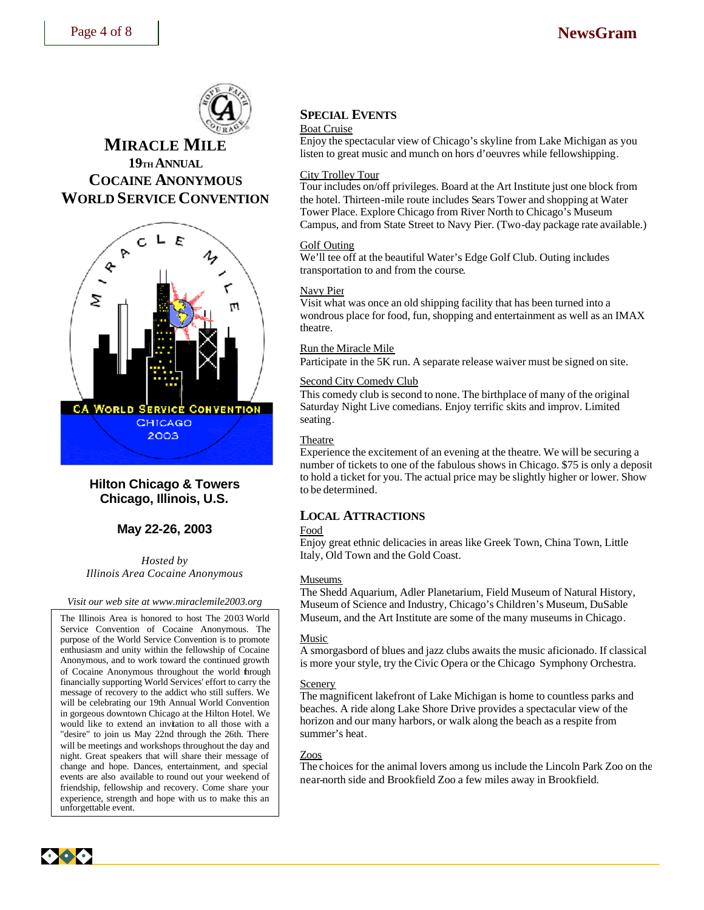# MIRACLE MILE

## 19TH ANNUAL COCAINE ANONYMOUS WORLD SERVICE CONVENTION

**Hilton Chicago & Towers**
**Chicago, Illinois, U.S.**

**May 22-26, 2003**

*Hosted by*
*Illinois Area Cocaine Anonymous*

*Visit our web site at www.miraclemile2003.org*

The Illinois Area is honored to host The 2003 World Service Convention of Cocaine Anonymous. The purpose of the World Service Convention is to promote enthusiasm and unity within the fellowship of Cocaine Anonymous, and to work toward the continued growth of Cocaine Anonymous throughout the world through financially supporting World Services' effort to carry the message of recovery to the addict who still suffers. We will be celebrating our 19th Annual World Convention in gorgeous downtown Chicago at the Hilton Hotel. We would like to extend an invitation to all those with a "desire" to join us May 22nd through the 26th. There will be meetings and workshops throughout the day and night. Great speakers that will share their message of change and hope. Dances, entertainment, and special events are also available to round out your weekend of friendship, fellowship and recovery. Come share your experience, strength and hope with us to make this an unforgettable event.

## SPECIAL EVENTS

Boat Cruise
Enjoy the spectacular view of Chicago's skyline from Lake Michigan as you listen to great music and munch on hors d'oeuvres while fellowshipping.

City Trolley Tour
Tour includes on/off privileges. Board at the Art Institute just one block from the hotel. Thirteen-mile route includes Sears Tower and shopping at Water Tower Place. Explore Chicago from River North to Chicago's Museum Campus, and from State Street to Navy Pier. (Two-day package rate available.)

Golf Outing
We'll tee off at the beautiful Water's Edge Golf Club. Outing includes transportation to and from the course.

Navy Pier
Visit what was once an old shipping facility that has been turned into a wondrous place for food, fun, shopping and entertainment as well as an IMAX theatre.

Run the Miracle Mile
Participate in the 5K run. A separate release waiver must be signed on site.

Second City Comedy Club
This comedy club is second to none. The birthplace of many of the original Saturday Night Live comedians. Enjoy terrific skits and improv. Limited seating.

Theatre
Experience the excitement of an evening at the theatre. We will be securing a number of tickets to one of the fabulous shows in Chicago. $75 is only a deposit to hold a ticket for you. The actual price may be slightly higher or lower. Show to be determined.

## LOCAL ATTRACTIONS

Food
Enjoy great ethnic delicacies in areas like Greek Town, China Town, Little Italy, Old Town and the Gold Coast.

Museums
The Shedd Aquarium, Adler Planetarium, Field Museum of Natural History, Museum of Science and Industry, Chicago's Children's Museum, DuSable Museum, and the Art Institute are some of the many museums in Chicago.

Music
A smorgasbord of blues and jazz clubs awaits the music aficionado. If classical is more your style, try the Civic Opera or the Chicago Symphony Orchestra.

Scenery
The magnificent lakefront of Lake Michigan is home to countless parks and beaches. A ride along Lake Shore Drive provides a spectacular view of the horizon and our many harbors, or walk along the beach as a respite from summer's heat.

Zoos
The choices for the animal lovers among us include the Lincoln Park Zoo on the near-north side and Brookfield Zoo a few miles away in Brookfield.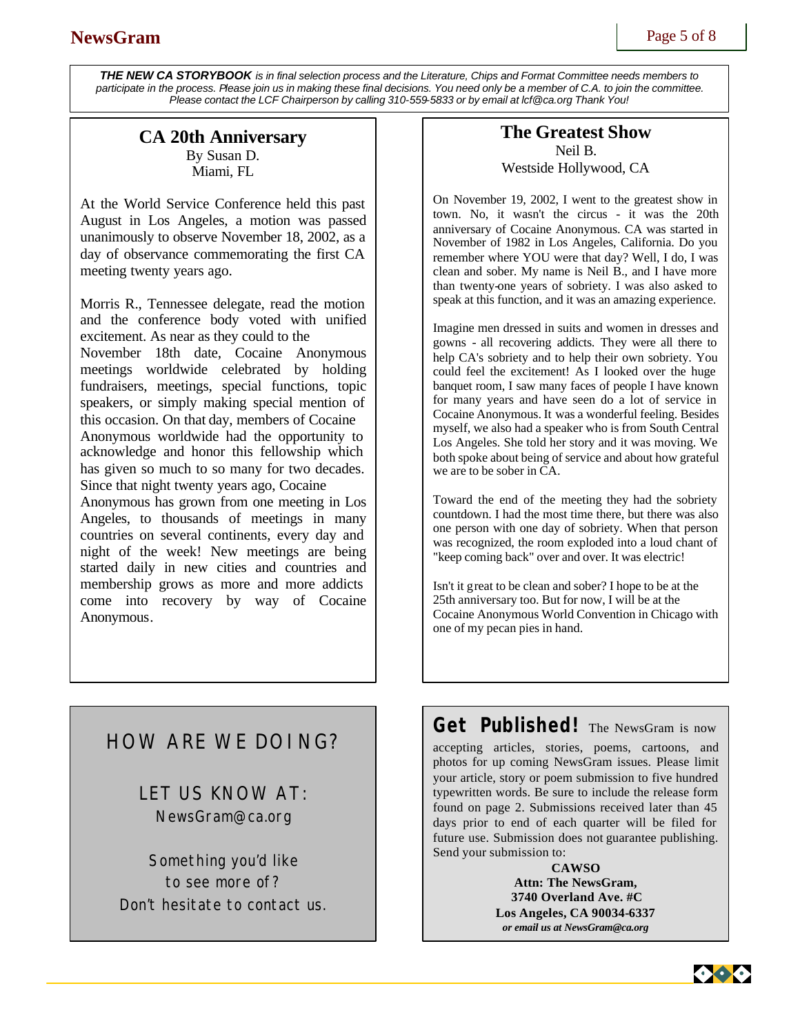***THE NEW CA STORYBOOK** is in final selection process and the Literature, Chips and Format Committee needs members to participate in the process. Please join us in making these final decisions. You need only be a member of C.A. to join the committee. Please contact the LCF Chairperson by calling 310-559-5833 or by email at lcf@ca.org Thank You!*

## CA 20th Anniversary

By Susan D.
Miami, FL

At the World Service Conference held this past August in Los Angeles, a motion was passed unanimously to observe November 18, 2002, as a day of observance commemorating the first CA meeting twenty years ago.

Morris R., Tennessee delegate, read the motion and the conference body voted with unified excitement. As near as they could to the November 18th date, Cocaine Anonymous meetings worldwide celebrated by holding fundraisers, meetings, special functions, topic speakers, or simply making special mention of this occasion. On that day, members of Cocaine Anonymous worldwide had the opportunity to acknowledge and honor this fellowship which has given so much to so many for two decades. Since that night twenty years ago, Cocaine Anonymous has grown from one meeting in Los Angeles, to thousands of meetings in many countries on several continents, every day and night of the week! New meetings are being started daily in new cities and countries and membership grows as more and more addicts come into recovery by way of Cocaine Anonymous.

## The Greatest Show

Neil B.
Westside Hollywood, CA

On November 19, 2002, I went to the greatest show in town. No, it wasn't the circus - it was the 20th anniversary of Cocaine Anonymous. CA was started in November of 1982 in Los Angeles, California. Do you remember where YOU were that day? Well, I do, I was clean and sober. My name is Neil B., and I have more than twenty-one years of sobriety. I was also asked to speak at this function, and it was an amazing experience.

Imagine men dressed in suits and women in dresses and gowns - all recovering addicts. They were all there to help CA's sobriety and to help their own sobriety. You could feel the excitement! As I looked over the huge banquet room, I saw many faces of people I have known for many years and have seen do a lot of service in Cocaine Anonymous. It was a wonderful feeling. Besides myself, we also had a speaker who is from South Central Los Angeles. She told her story and it was moving. We both spoke about being of service and about how grateful we are to be sober in CA.

Toward the end of the meeting they had the sobriety countdown. I had the most time there, but there was also one person with one day of sobriety. When that person was recognized, the room exploded into a loud chant of "keep coming back" over and over. It was electric!

Isn't it great to be clean and sober? I hope to be at the 25th anniversary too. But for now, I will be at the Cocaine Anonymous World Convention in Chicago with one of my pecan pies in hand.

## HOW ARE WE DOING?

LET US KNOW AT:
NewsGram@ca.org

Something you'd like
to see more of?
Don't hesitate to contact us.

**Get Published!** The NewsGram is now accepting articles, stories, poems, cartoons, and photos for up coming NewsGram issues. Please limit your article, story or poem submission to five hundred typewritten words. Be sure to include the release form found on page 2. Submissions received later than 45 days prior to end of each quarter will be filed for future use. Submission does not guarantee publishing. Send your submission to:

**CAWSO**
**Attn: The NewsGram,**
**3740 Overland Ave. #C**
**Los Angeles, CA 90034-6337**
***or email us at NewsGram@ca.org***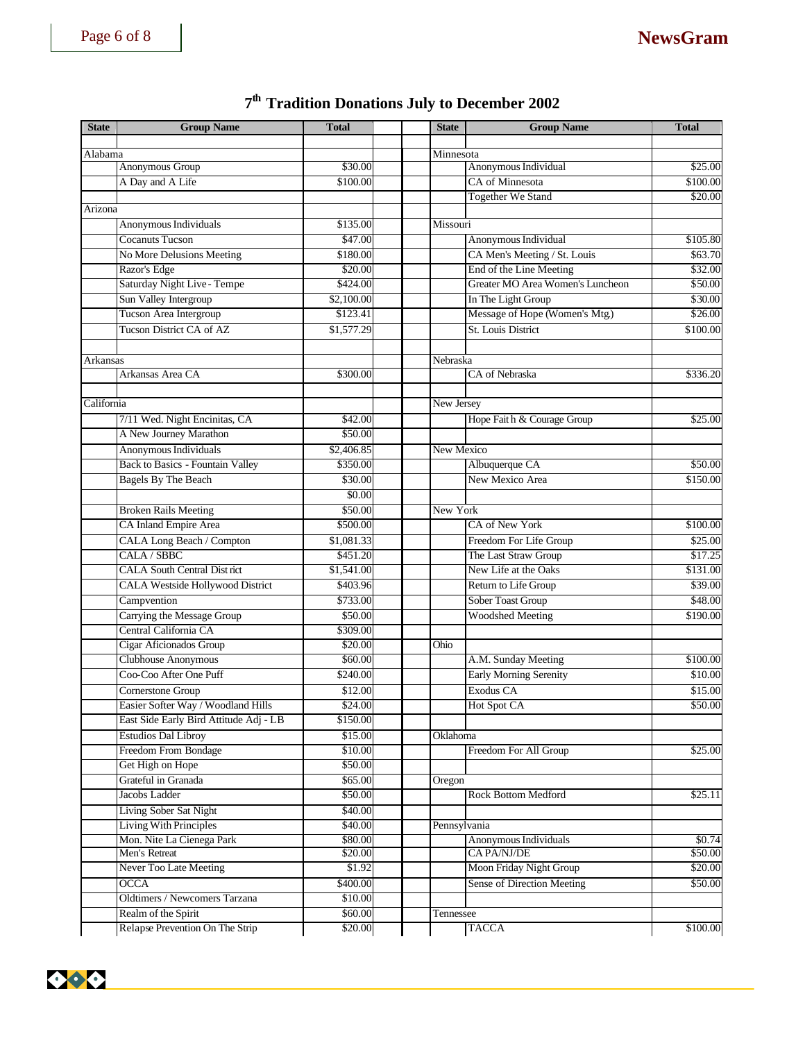# 7th Tradition Donations July to December 2002

| State | Group Name | Total |
|---|---|---|
| Alabama | | |
| | Anonymous Group | $30.00 |
| | A Day and A Life | $100.00 |
| Arizona | | |
| | Anonymous Individuals | $135.00 |
| | Cocanuts Tucson | $47.00 |
| | No More Delusions Meeting | $180.00 |
| | Razor's Edge | $20.00 |
| | Saturday Night Live - Tempe | $424.00 |
| | Sun Valley Intergroup | $2,100.00 |
| | Tucson Area Intergroup | $123.41 |
| | Tucson District CA of AZ | $1,577.29 |
| Arkansas | | |
| | Arkansas Area CA | $300.00 |
| California | | |
| | 7/11 Wed. Night Encinitas, CA | $42.00 |
| | A New Journey Marathon | $50.00 |
| | Anonymous Individuals | $2,406.85 |
| | Back to Basics - Fountain Valley | $350.00 |
| | Bagels By The Beach | $30.00 |
| | | $0.00 |
| | Broken Rails Meeting | $50.00 |
| | CA Inland Empire Area | $500.00 |
| | CALA Long Beach / Compton | $1,081.33 |
| | CALA / SBBC | $451.20 |
| | CALA South Central District | $1,541.00 |
| | CALA Westside Hollywood District | $403.96 |
| | Campvention | $733.00 |
| | Carrying the Message Group | $50.00 |
| | Central California CA | $309.00 |
| | Cigar Aficionados Group | $20.00 |
| | Clubhouse Anonymous | $60.00 |
| | Coo-Coo After One Puff | $240.00 |
| | Cornerstone Group | $12.00 |
| | Easier Softer Way / Woodland Hills | $24.00 |
| | East Side Early Bird Attitude Adj - LB | $150.00 |
| | Estudios Dal Libroy | $15.00 |
| | Freedom From Bondage | $10.00 |
| | Get High on Hope | $50.00 |
| | Grateful in Granada | $65.00 |
| | Jacobs Ladder | $50.00 |
| | Living Sober Sat Night | $40.00 |
| | Living With Principles | $40.00 |
| | Mon. Nite La Cienega Park | $80.00 |
| | Men's Retreat | $20.00 |
| | Never Too Late Meeting | $1.92 |
| | OCCA | $400.00 |
| | Oldtimers / Newcomers Tarzana | $10.00 |
| | Realm of the Spirit | $60.00 |
| | Relapse Prevention On The Strip | $20.00 |
| Minnesota | | |
| | Anonymous Individual | $25.00 |
| | CA of Minnesota | $100.00 |
| | Together We Stand | $20.00 |
| Missouri | | |
| | Anonymous Individual | $105.80 |
| | CA Men's Meeting / St. Louis | $63.70 |
| | End of the Line Meeting | $32.00 |
| | Greater MO Area Women's Luncheon | $50.00 |
| | In The Light Group | $30.00 |
| | Message of Hope (Women's Mtg.) | $26.00 |
| | St. Louis District | $100.00 |
| Nebraska | | |
| | CA of Nebraska | $336.20 |
| New Jersey | | |
| | Hope Faith & Courage Group | $25.00 |
| New Mexico | | |
| | Albuquerque CA | $50.00 |
| | New Mexico Area | $150.00 |
| New York | | |
| | CA of New York | $100.00 |
| | Freedom For Life Group | $25.00 |
| | The Last Straw Group | $17.25 |
| | New Life at the Oaks | $131.00 |
| | Return to Life Group | $39.00 |
| | Sober Toast Group | $48.00 |
| | Woodshed Meeting | $190.00 |
| Ohio | | |
| | A.M. Sunday Meeting | $100.00 |
| | Early Morning Serenity | $10.00 |
| | Exodus CA | $15.00 |
| | Hot Spot CA | $50.00 |
| Oklahoma | | |
| | Freedom For All Group | $25.00 |
| Oregon | | |
| | Rock Bottom Medford | $25.11 |
| Pennsylvania | | |
| | Anonymous Individuals | $0.74 |
| | CA PA/NJ/DE | $50.00 |
| | Moon Friday Night Group | $20.00 |
| | Sense of Direction Meeting | $50.00 |
| Tennessee | | |
| | TACCA | $100.00 |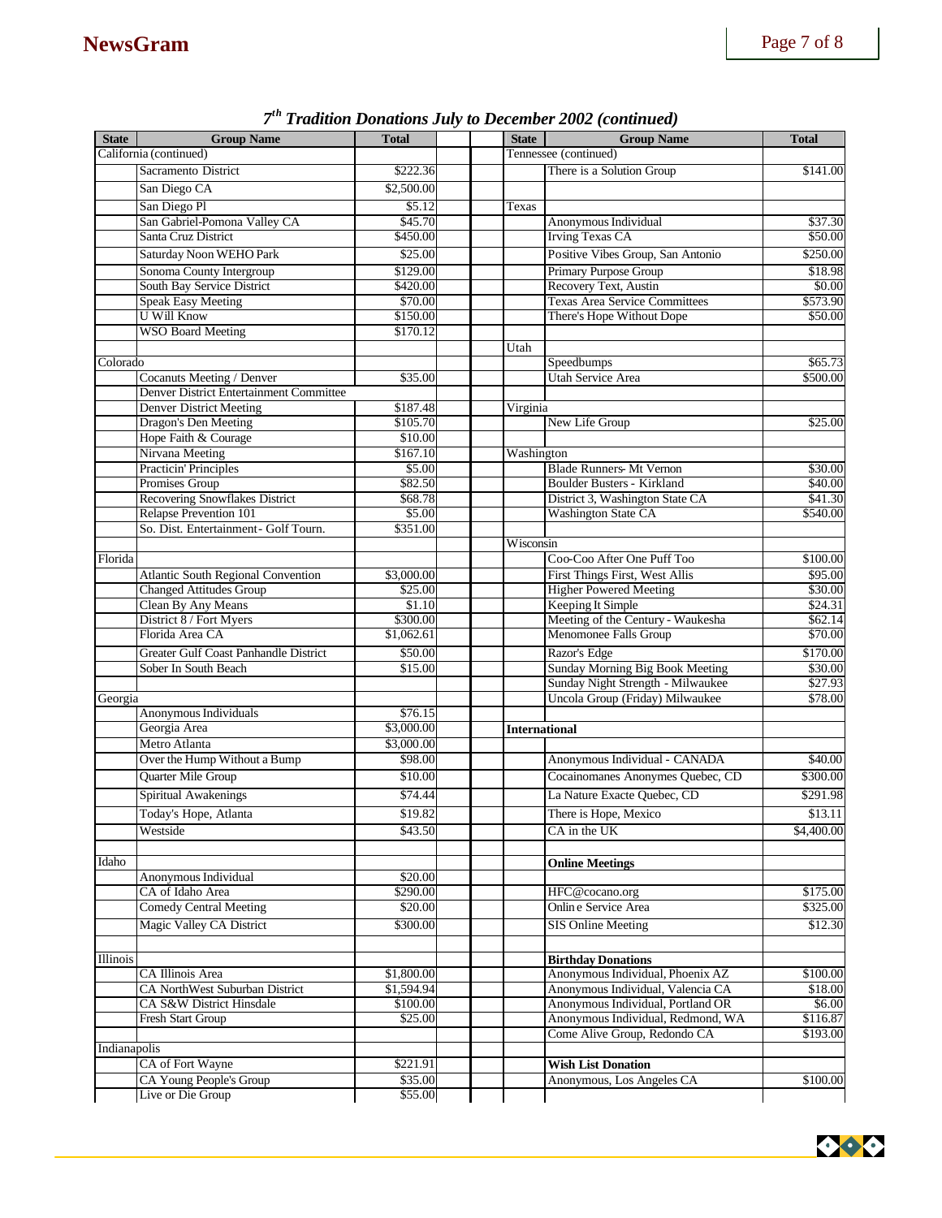## 7[th] Tradition Donations July to December 2002 (continued)

| State | Group Name | Total |
|---|---|---|
| California (continued) | | |
| | Sacramento District | $222.36 |
| | San Diego CA | $2,500.00 |
| | San Diego PI | $5.12 |
| | San Gabriel-Pomona Valley CA | $45.70 |
| | Santa Cruz District | $450.00 |
| | Saturday Noon WEHO Park | $25.00 |
| | Sonoma County Intergroup | $129.00 |
| | South Bay Service District | $420.00 |
| | Speak Easy Meeting | $70.00 |
| | U Will Know | $150.00 |
| | WSO Board Meeting | $170.12 |
| Colorado | | |
| | Cocanuts Meeting / Denver | $35.00 |
| | Denver District Entertainment Committee | |
| | Denver District Meeting | $187.48 |
| | Dragon's Den Meeting | $105.70 |
| | Hope Faith & Courage | $10.00 |
| | Nirvana Meeting | $167.10 |
| | Practicin' Principles | $5.00 |
| | Promises Group | $82.50 |
| | Recovering Snowflakes District | $68.78 |
| | Relapse Prevention 101 | $5.00 |
| | So. Dist. Entertainment - Golf Tourn. | $351.00 |
| Florida | | |
| | Atlantic South Regional Convention | $3,000.00 |
| | Changed Attitudes Group | $25.00 |
| | Clean By Any Means | $1.10 |
| | District 8 / Fort Myers | $300.00 |
| | Florida Area CA | $1,062.61 |
| | Greater Gulf Coast Panhandle District | $50.00 |
| | Sober In South Beach | $15.00 |
| Georgia | | |
| | Anonymous Individuals | $76.15 |
| | Georgia Area | $3,000.00 |
| | Metro Atlanta | $3,000.00 |
| | Over the Hump Without a Bump | $98.00 |
| | Quarter Mile Group | $10.00 |
| | Spiritual Awakenings | $74.44 |
| | Today's Hope, Atlanta | $19.82 |
| | Westside | $43.50 |
| Idaho | | |
| | Anonymous Individual | $20.00 |
| | CA of Idaho Area | $290.00 |
| | Comedy Central Meeting | $20.00 |
| | Magic Valley CA District | $300.00 |
| Illinois | | |
| | CA Illinois Area | $1,800.00 |
| | CA NorthWest Suburban District | $1,594.94 |
| | CA S&W District Hinsdale | $100.00 |
| | Fresh Start Group | $25.00 |
| Indianapolis | | |
| | CA of Fort Wayne | $221.91 |
| | CA Young People's Group | $35.00 |
| | Live or Die Group | $55.00 |

| State | Group Name | Total |
|---|---|---|
| Tennessee (continued) | | |
| | There is a Solution Group | $141.00 |
| Texas | | |
| | Anonymous Individual | $37.30 |
| | Irving Texas CA | $50.00 |
| | Positive Vibes Group, San Antonio | $250.00 |
| | Primary Purpose Group | $18.98 |
| | Recovery Text, Austin | $0.00 |
| | Texas Area Service Committees | $573.90 |
| | There's Hope Without Dope | $50.00 |
| Utah | | |
| | Speedbumps | $65.73 |
| | Utah Service Area | $500.00 |
| Virginia | | |
| | New Life Group | $25.00 |
| Washington | | |
| | Blade Runners- Mt Vernon | $30.00 |
| | Boulder Busters - Kirkland | $40.00 |
| | District 3, Washington State CA | $41.30 |
| | Washington State CA | $540.00 |
| Wisconsin | | |
| | Coo-Coo After One Puff Too | $100.00 |
| | First Things First, West Allis | $95.00 |
| | Higher Powered Meeting | $30.00 |
| | Keeping It Simple | $24.31 |
| | Meeting of the Century - Waukesha | $62.14 |
| | Menomonee Falls Group | $70.00 |
| | Razor's Edge | $170.00 |
| | Sunday Morning Big Book Meeting | $30.00 |
| | Sunday Night Strength - Milwaukee | $27.93 |
| | Uncola Group (Friday) Milwaukee | $78.00 |
| **International** | | |
| | Anonymous Individual - CANADA | $40.00 |
| | Cocainomanes Anonymes Quebec, CD | $300.00 |
| | La Nature Exacte Quebec, CD | $291.98 |
| | There is Hope, Mexico | $13.11 |
| | CA in the UK | $4,400.00 |
| | **Online Meetings** | |
| | HFC@cocano.org | $175.00 |
| | Online Service Area | $325.00 |
| | SIS Online Meeting | $12.30 |
| | **Birthday Donations** | |
| | Anonymous Individual, Phoenix AZ | $100.00 |
| | Anonymous Individual, Valencia CA | $18.00 |
| | Anonymous Individual, Portland OR | $6.00 |
| | Anonymous Individual, Redmond, WA | $116.87 |
| | Come Alive Group, Redondo CA | $193.00 |
| | **Wish List Donation** | |
| | Anonymous, Los Angeles CA | $100.00 |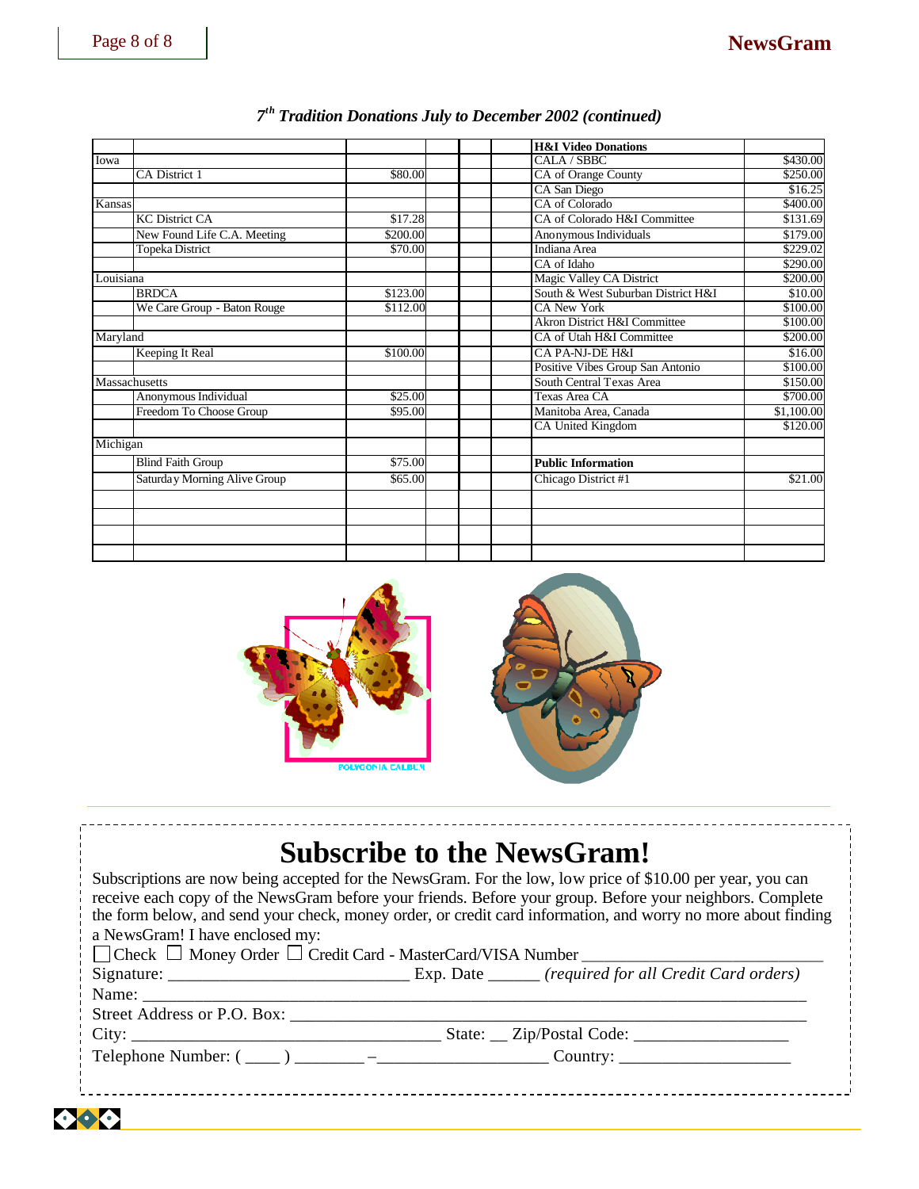### *7th Tradition Donations July to December 2002 (continued)*

| | | | | | | | |
|---|---|---|---|---|---|---|---|
| | | | | | | **H&I Video Donations** | |
| Iowa | | | | | | CALA / SBBC | $430.00 |
| | CA District 1 | $80.00 | | | | CA of Orange County | $250.00 |
| | | | | | | CA San Diego | $16.25 |
| Kansas | | | | | | CA of Colorado | $400.00 |
| | KC District CA | $17.28 | | | | CA of Colorado H&I Committee | $131.69 |
| | New Found Life C.A. Meeting | $200.00 | | | | Anonymous Individuals | $179.00 |
| | Topeka District | $70.00 | | | | Indiana Area | $229.02 |
| | | | | | | CA of Idaho | $290.00 |
| Louisiana | | | | | | Magic Valley CA District | $200.00 |
| | BRDCA | $123.00 | | | | South & West Suburban District H&I | $10.00 |
| | We Care Group - Baton Rouge | $112.00 | | | | CA New York | $100.00 |
| | | | | | | Akron District H&I Committee | $100.00 |
| Maryland | | | | | | CA of Utah H&I Committee | $200.00 |
| | Keeping It Real | $100.00 | | | | CA PA-NJ-DE H&I | $16.00 |
| | | | | | | Positive Vibes Group San Antonio | $100.00 |
| Massachusetts | | | | | | South Central Texas Area | $150.00 |
| | Anonymous Individual | $25.00 | | | | Texas Area CA | $700.00 |
| | Freedom To Choose Group | $95.00 | | | | Manitoba Area, Canada | $1,100.00 |
| | | | | | | CA United Kingdom | $120.00 |
| Michigan | | | | | | | |
| | Blind Faith Group | $75.00 | | | | **Public Information** | |
| | Saturday Morning Alive Group | $65.00 | | | | Chicago District #1 | $21.00 |

POLYGONIA CALBUM

# Subscribe to the NewsGram!

Subscriptions are now being accepted for the NewsGram. For the low, low price of $10.00 per year, you can receive each copy of the NewsGram before your friends. Before your group. Before your neighbors. Complete the form below, and send your check, money order, or credit card information, and worry no more about finding a NewsGram! I have enclosed my:

☐ Check ☐ Money Order ☐ Credit Card - MasterCard/VISA Number ___________________________

Signature: ___________________________ Exp. Date ______ *(required for all Credit Card orders)*

Name: ___________________________________________________________________________

Street Address or P.O. Box: ________________________________________________________

City: __________________________________ State: __ Zip/Postal Code: _________________

Telephone Number: ( ____ ) ________ –___________________ Country: ___________________